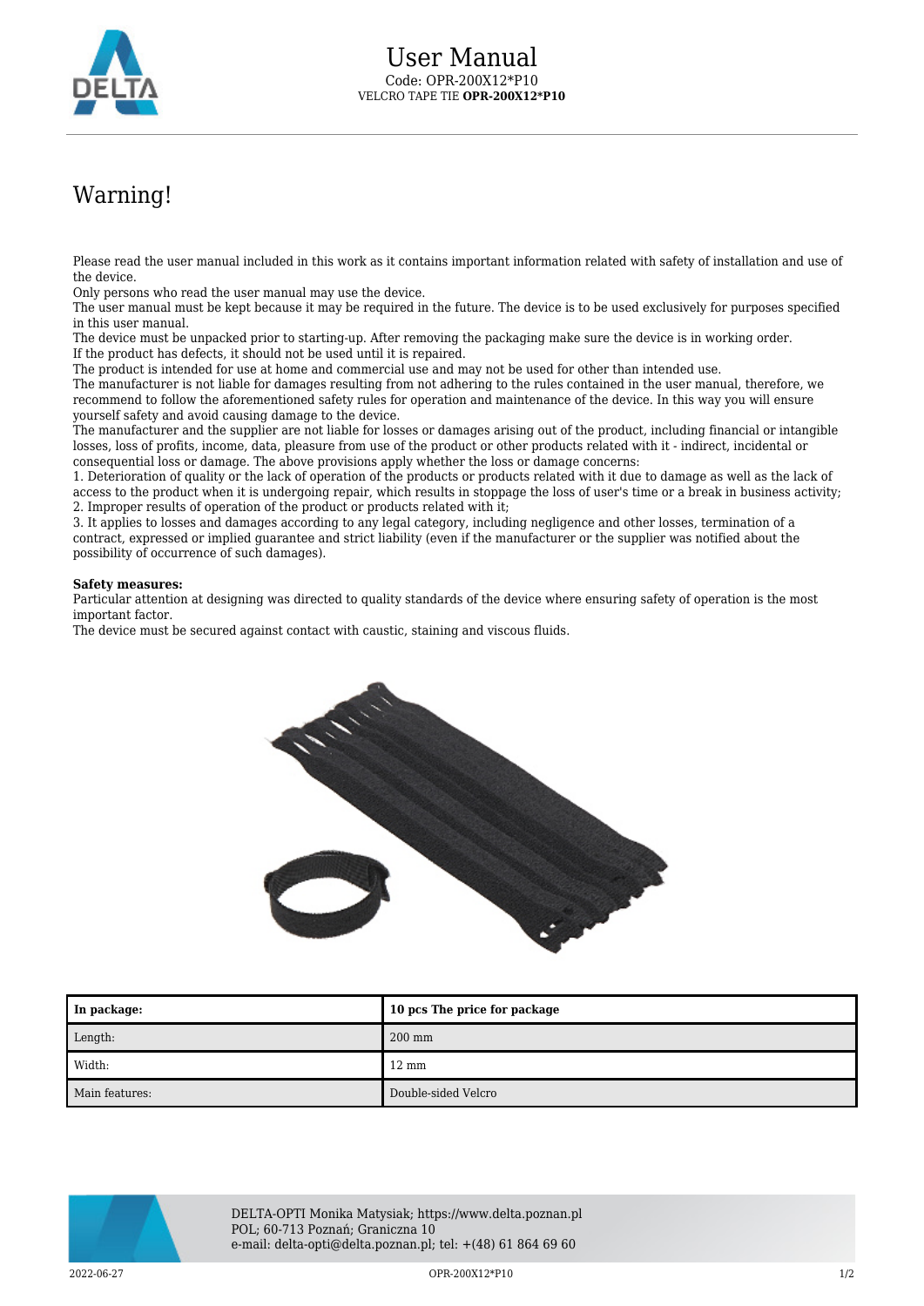# User Manual

Code: OPR-200X12*P10
VELCRO TAPE TIE **OPR-200X12*P10**

## Warning!

Please read the user manual included in this work as it contains important information related with safety of installation and use of the device.
Only persons who read the user manual may use the device.
The user manual must be kept because it may be required in the future. The device is to be used exclusively for purposes specified in this user manual.
The device must be unpacked prior to starting-up. After removing the packaging make sure the device is in working order.
If the product has defects, it should not be used until it is repaired.
The product is intended for use at home and commercial use and may not be used for other than intended use.
The manufacturer is not liable for damages resulting from not adhering to the rules contained in the user manual, therefore, we recommend to follow the aforementioned safety rules for operation and maintenance of the device. In this way you will ensure yourself safety and avoid causing damage to the device.
The manufacturer and the supplier are not liable for losses or damages arising out of the product, including financial or intangible losses, loss of profits, income, data, pleasure from use of the product or other products related with it - indirect, incidental or consequential loss or damage. The above provisions apply whether the loss or damage concerns:
1. Deterioration of quality or the lack of operation of the products or products related with it due to damage as well as the lack of access to the product when it is undergoing repair, which results in stoppage the loss of user's time or a break in business activity;
2. Improper results of operation of the product or products related with it;
3. It applies to losses and damages according to any legal category, including negligence and other losses, termination of a contract, expressed or implied guarantee and strict liability (even if the manufacturer or the supplier was notified about the possibility of occurrence of such damages).

**Safety measures:**
Particular attention at designing was directed to quality standards of the device where ensuring safety of operation is the most important factor.
The device must be secured against contact with caustic, staining and viscous fluids.

| **In package:** | **10 pcs The price for package** |
|---|---|
| Length: | 200 mm |
| Width: | 12 mm |
| Main features: | Double-sided Velcro |

DELTA-OPTI Monika Matysiak; https://www.delta.poznan.pl
POL; 60-713 Poznań; Graniczna 10
e-mail: delta-opti@delta.poznan.pl; tel: +(48) 61 864 69 60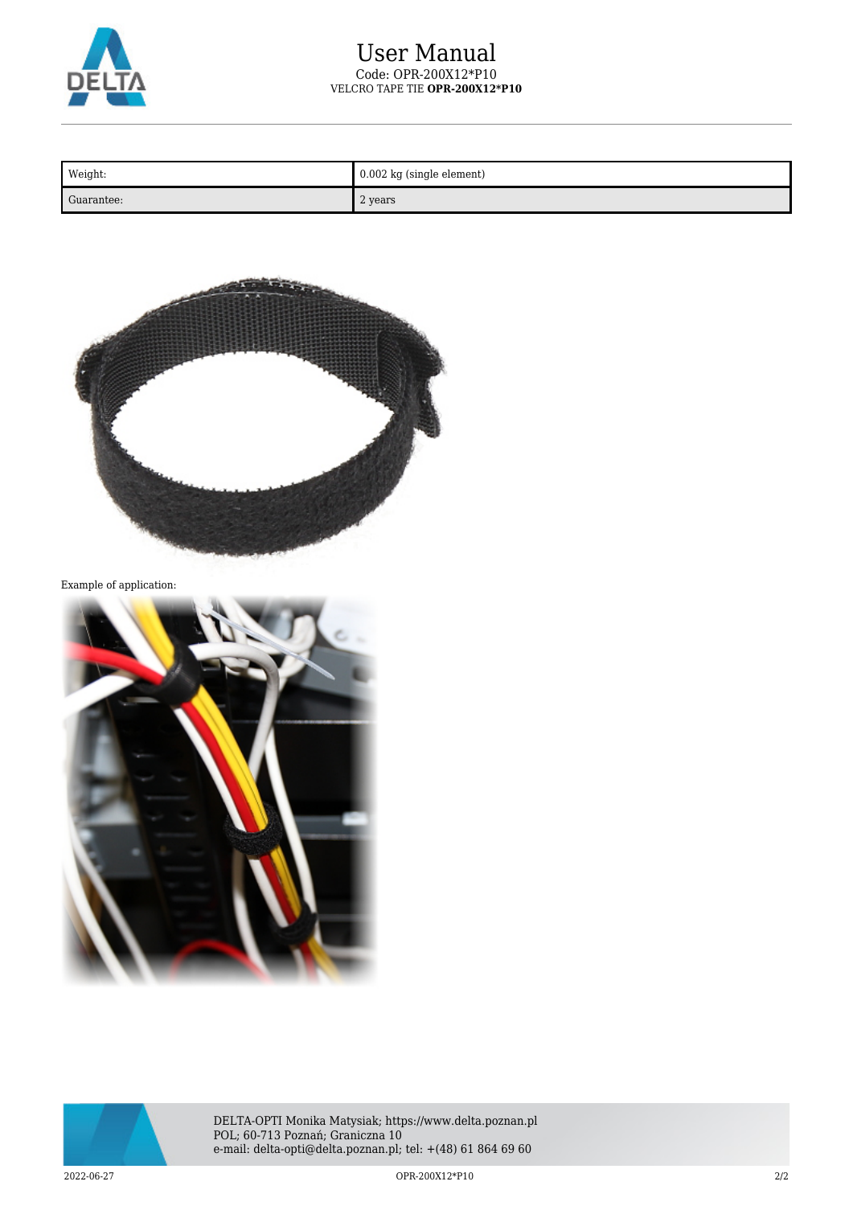| | |
|---|---|
| Weight: | 0.002 kg (single element) |
| Guarantee: | 2 years |

Example of application:

DELTA-OPTI Monika Matysiak; https://www.delta.poznan.pl
POL; 60-713 Poznań; Graniczna 10
e-mail: delta-opti@delta.poznan.pl; tel: +(48) 61 864 69 60